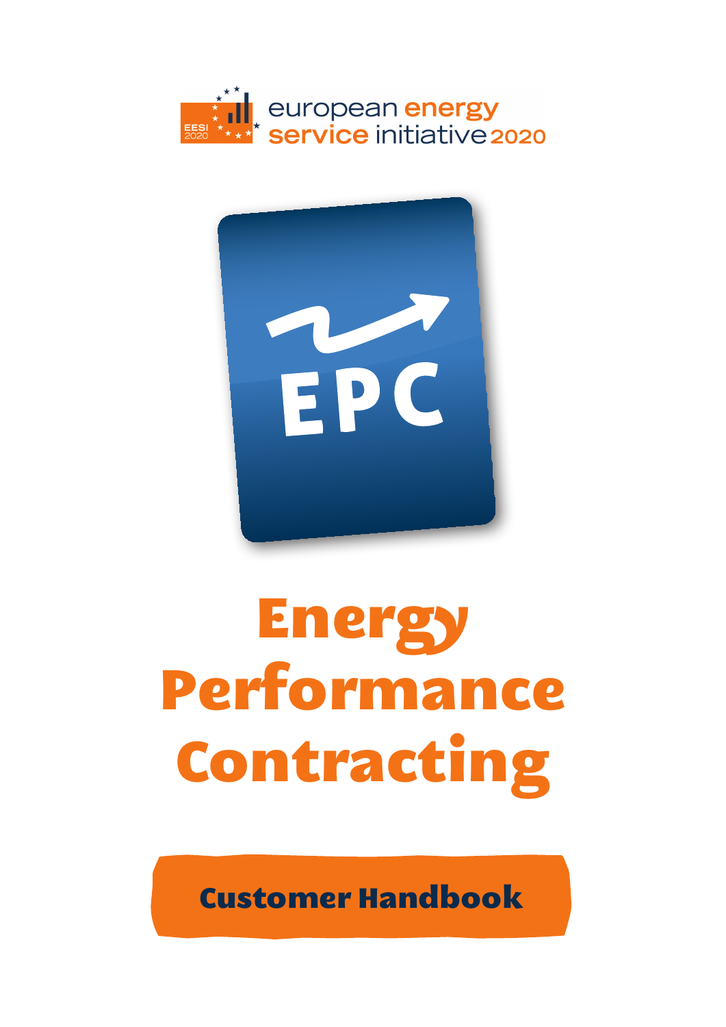european energy service initiative 2020

EESI 2020

EPC

# Energy Performance Contracting

## Customer Handbook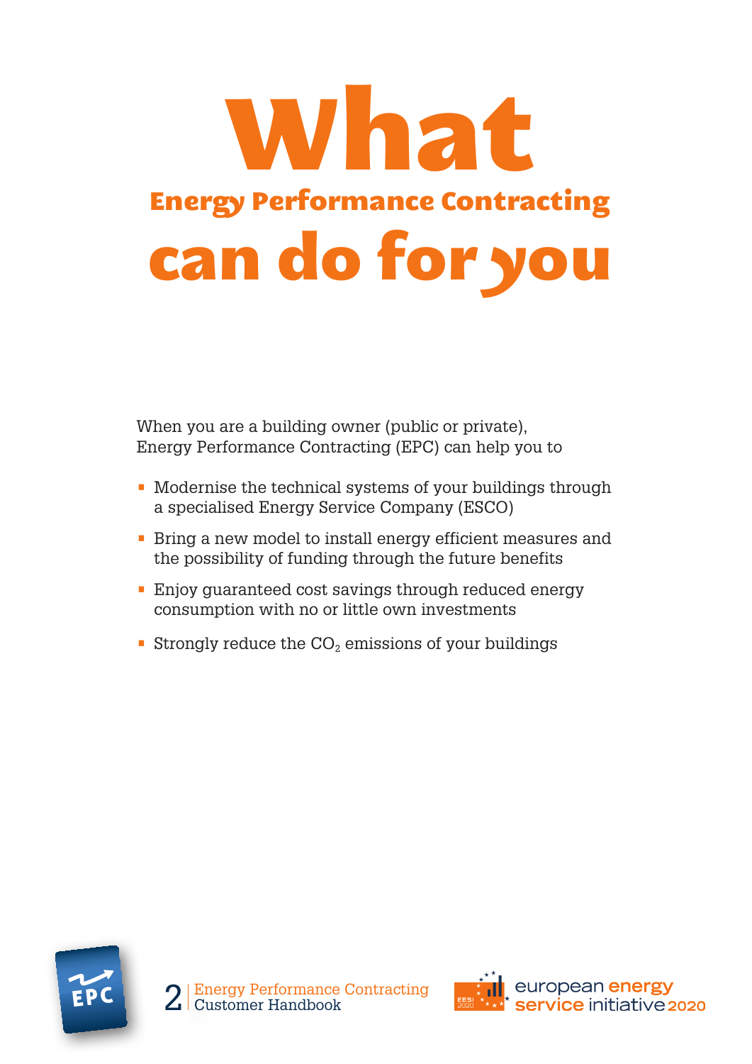# What Energy Performance Contracting can do for you

When you are a building owner (public or private), Energy Performance Contracting (EPC) can help you to

- Modernise the technical systems of your buildings through a specialised Energy Service Company (ESCO)
- Bring a new model to install energy efficient measures and the possibility of funding through the future benefits
- Enjoy guaranteed cost savings through reduced energy consumption with no or little own investments
- Strongly reduce the $CO_2$ emissions of your buildings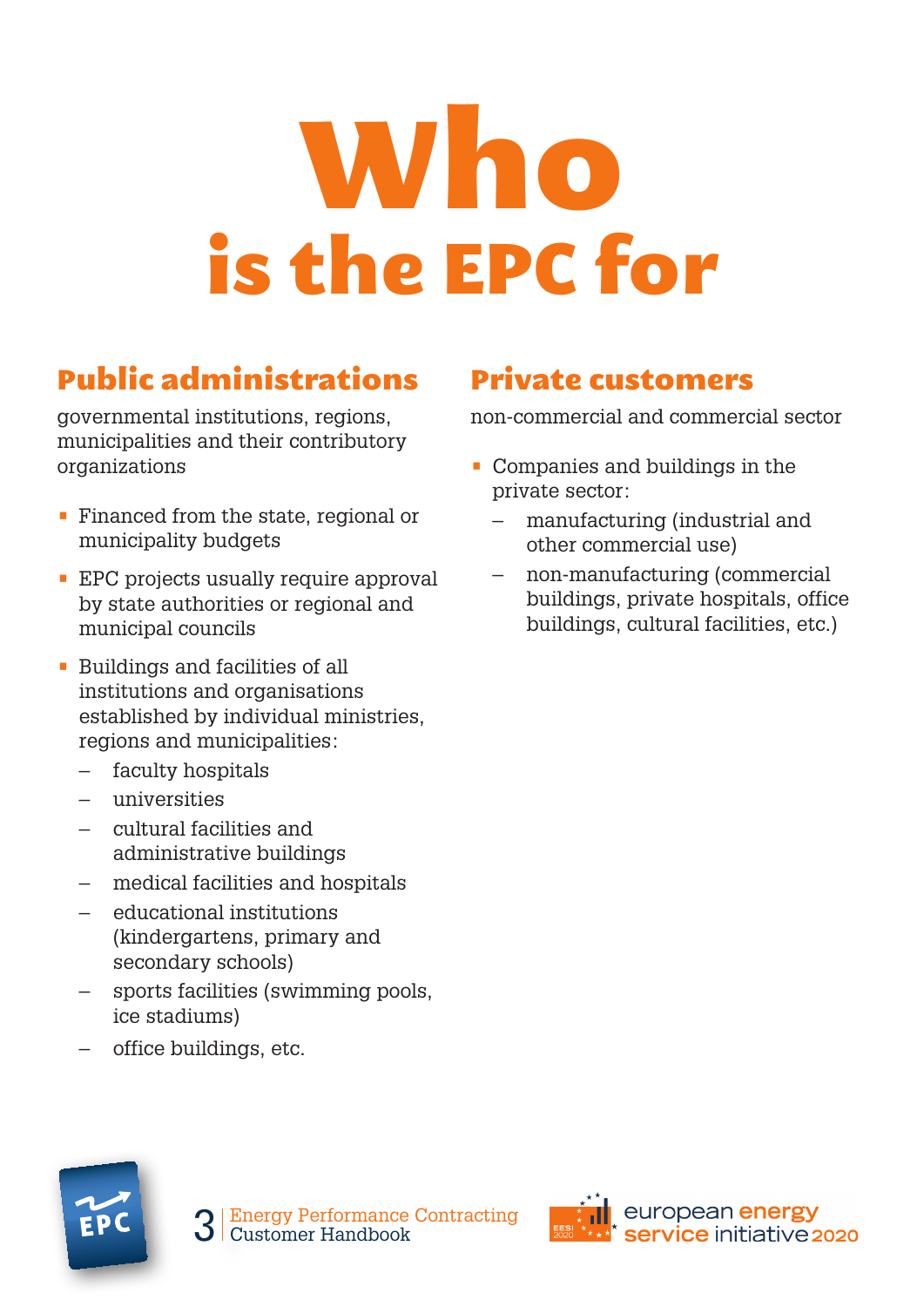# Who is the EPC for

## Public administrations

governmental institutions, regions, municipalities and their contributory organizations

- Financed from the state, regional or municipality budgets
- EPC projects usually require approval by state authorities or regional and municipal councils
- Buildings and facilities of all institutions and organisations established by individual ministries, regions and municipalities:
  - faculty hospitals
  - universities
  - cultural facilities and administrative buildings
  - medical facilities and hospitals
  - educational institutions (kindergartens, primary and secondary schools)
  - sports facilities (swimming pools, ice stadiums)
  - office buildings, etc.

## Private customers

non-commercial and commercial sector

- Companies and buildings in the private sector:
  - manufacturing (industrial and other commercial use)
  - non-manufacturing (commercial buildings, private hospitals, office buildings, cultural facilities, etc.)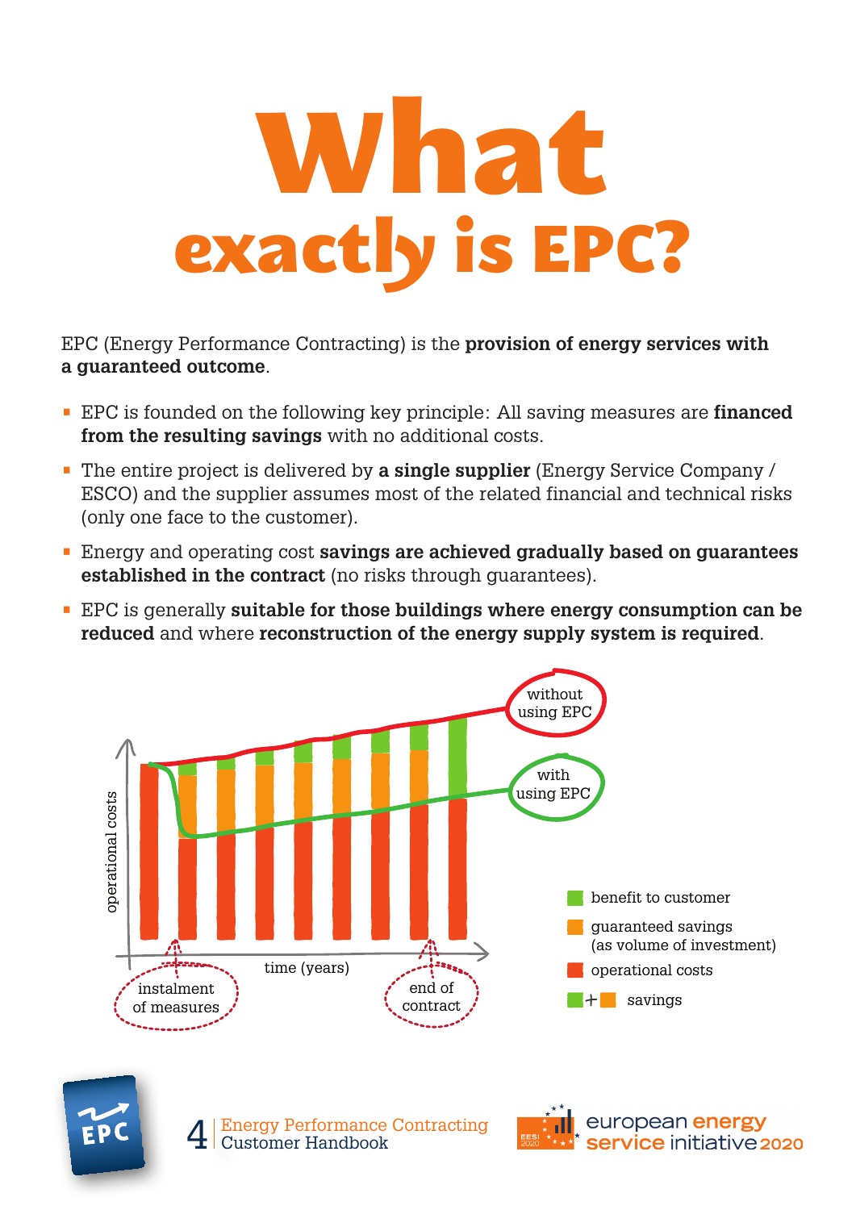# What exactly is EPC?

EPC (Energy Performance Contracting) is the **provision of energy services with a guaranteed outcome**.

- EPC is founded on the following key principle: All saving measures are **financed from the resulting savings** with no additional costs.
- The entire project is delivered by **a single supplier** (Energy Service Company / ESCO) and the supplier assumes most of the related financial and technical risks (only one face to the customer).
- Energy and operating cost **savings are achieved gradually based on guarantees established in the contract** (no risks through guarantees).
- EPC is generally **suitable for those buildings where energy consumption can be reduced** and where **reconstruction of the energy supply system is required**.

without using EPC

with using EPC

operational costs

time (years)

instalment of measures

end of contract

- benefit to customer
- guaranteed savings (as volume of investment)
- operational costs
- + savings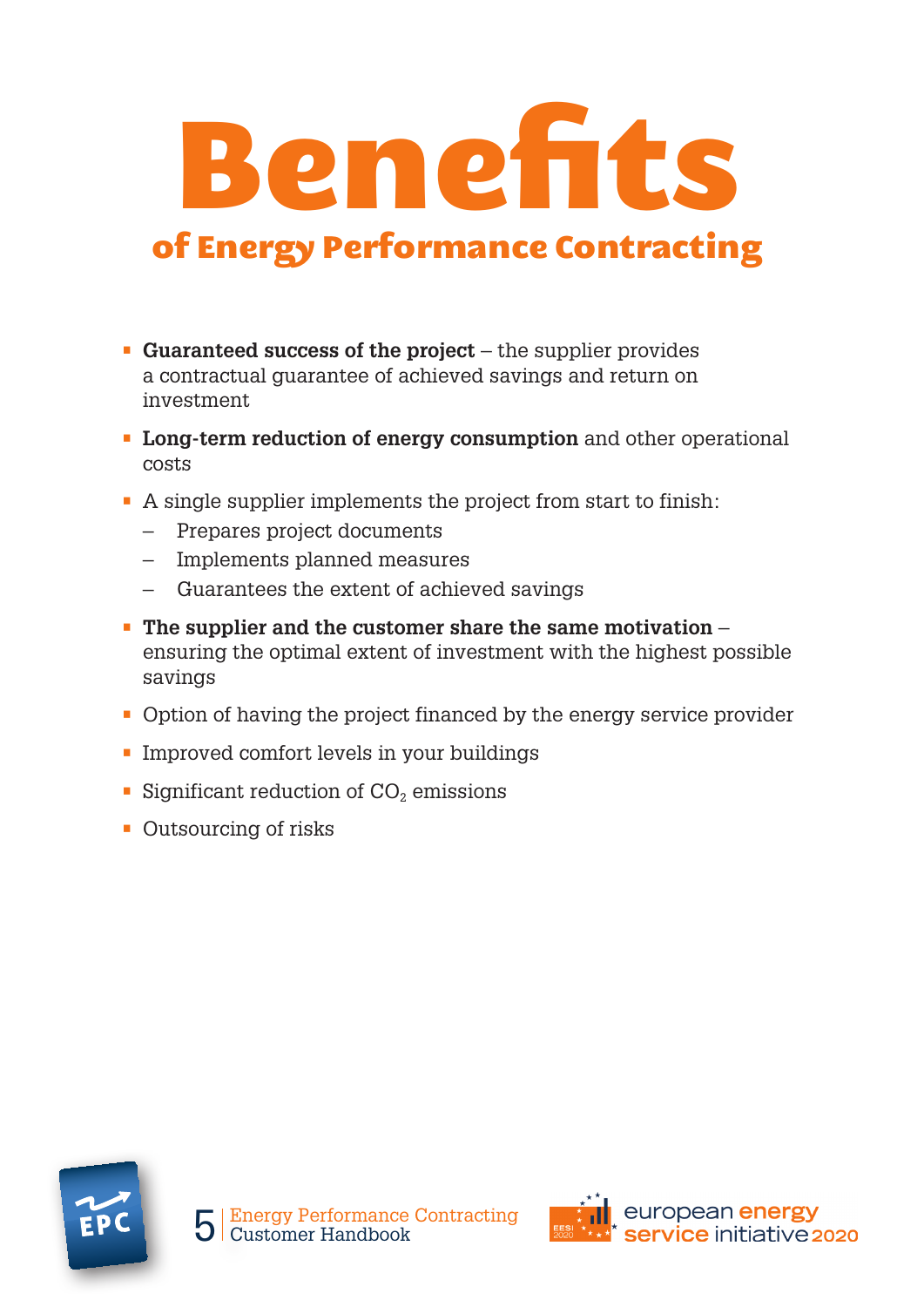# Benefits

## of Energy Performance Contracting

- **Guaranteed success of the project** – the supplier provides a contractual guarantee of achieved savings and return on investment
- **Long-term reduction of energy consumption** and other operational costs
- A single supplier implements the project from start to finish:
  - Prepares project documents
  - Implements planned measures
  - Guarantees the extent of achieved savings
- **The supplier and the customer share the same motivation** – ensuring the optimal extent of investment with the highest possible savings
- Option of having the project financed by the energy service provider
- Improved comfort levels in your buildings
- Significant reduction of $CO_2$ emissions
- Outsourcing of risks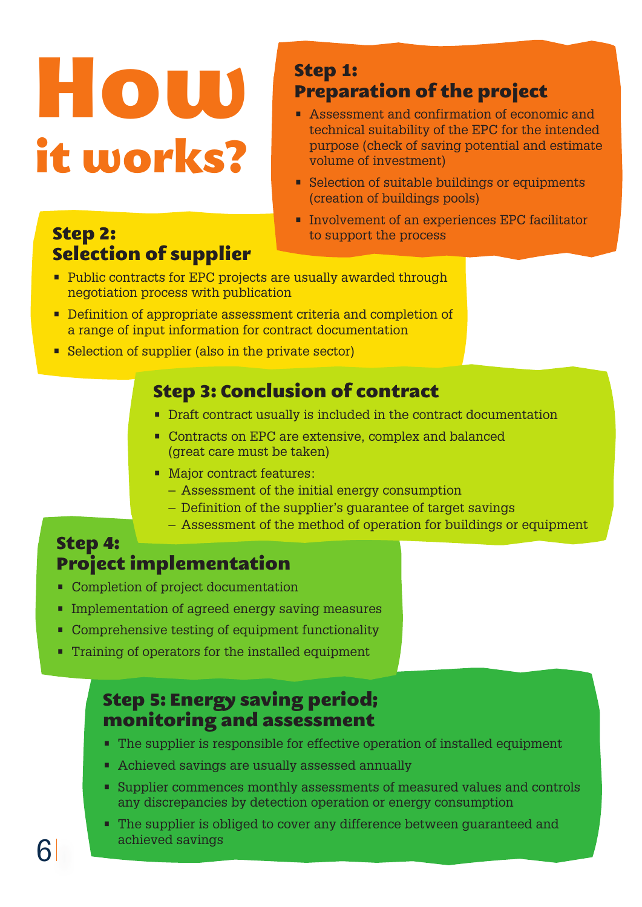# How it works?

## Step 1: Preparation of the project

- Assessment and confirmation of economic and technical suitability of the EPC for the intended purpose (check of saving potential and estimate volume of investment)
- Selection of suitable buildings or equipments (creation of buildings pools)
- Involvement of an experiences EPC facilitator to support the process

## Step 2: Selection of supplier

- Public contracts for EPC projects are usually awarded through negotiation process with publication
- Definition of appropriate assessment criteria and completion of a range of input information for contract documentation
- Selection of supplier (also in the private sector)

## Step 3: Conclusion of contract

- Draft contract usually is included in the contract documentation
- Contracts on EPC are extensive, complex and balanced (great care must be taken)
- Major contract features:
  - Assessment of the initial energy consumption
  - Definition of the supplier's guarantee of target savings
  - Assessment of the method of operation for buildings or equipment

## Step 4: Project implementation

- Completion of project documentation
- Implementation of agreed energy saving measures
- Comprehensive testing of equipment functionality
- Training of operators for the installed equipment

## Step 5: Energy saving period; monitoring and assessment

- The supplier is responsible for effective operation of installed equipment
- Achieved savings are usually assessed annually
- Supplier commences monthly assessments of measured values and controls any discrepancies by detection operation or energy consumption
- The supplier is obliged to cover any difference between guaranteed and achieved savings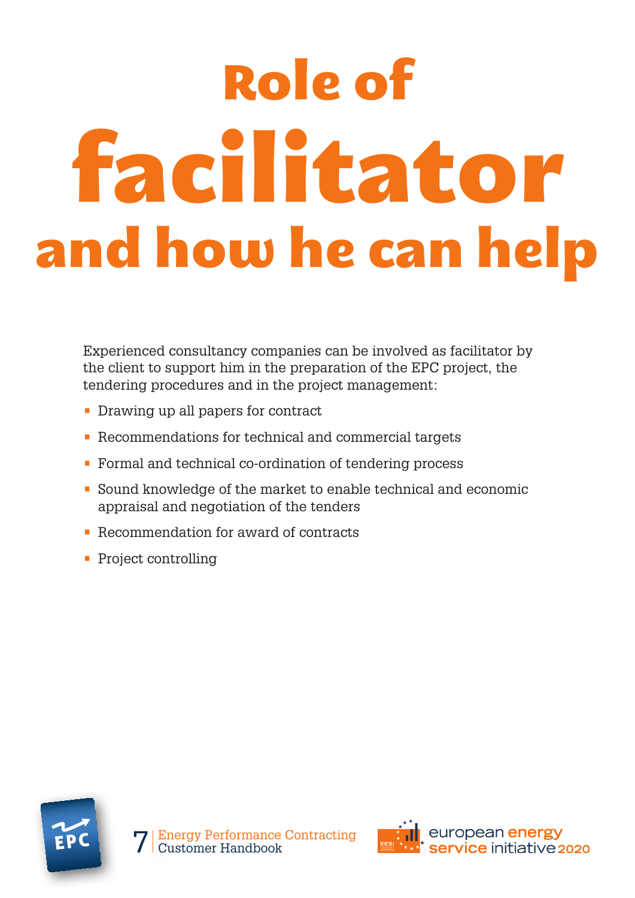# Role of facilitator and how he can help

Experienced consultancy companies can be involved as facilitator by the client to support him in the preparation of the EPC project, the tendering procedures and in the project management:

- Drawing up all papers for contract
- Recommendations for technical and commercial targets
- Formal and technical co-ordination of tendering process
- Sound knowledge of the market to enable technical and economic appraisal and negotiation of the tenders
- Recommendation for award of contracts
- Project controlling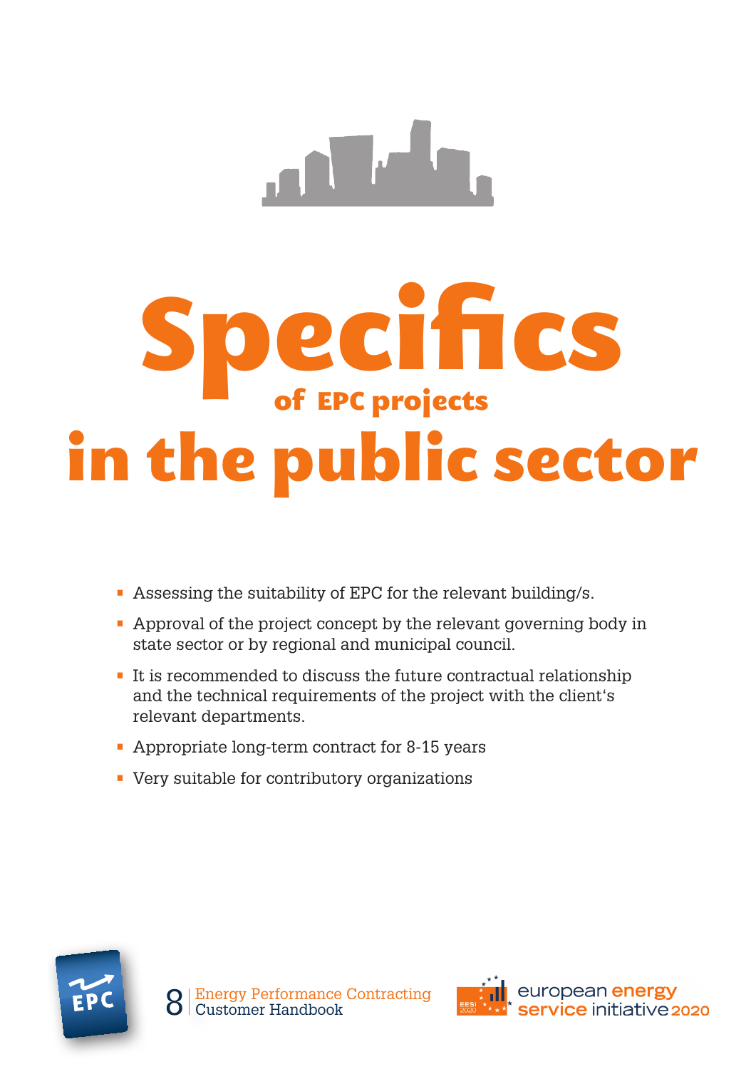# Specifics of EPC projects in the public sector

- Assessing the suitability of EPC for the relevant building/s.
- Approval of the project concept by the relevant governing body in state sector or by regional and municipal council.
- It is recommended to discuss the future contractual relationship and the technical requirements of the project with the client's relevant departments.
- Appropriate long-term contract for 8-15 years
- Very suitable for contributory organizations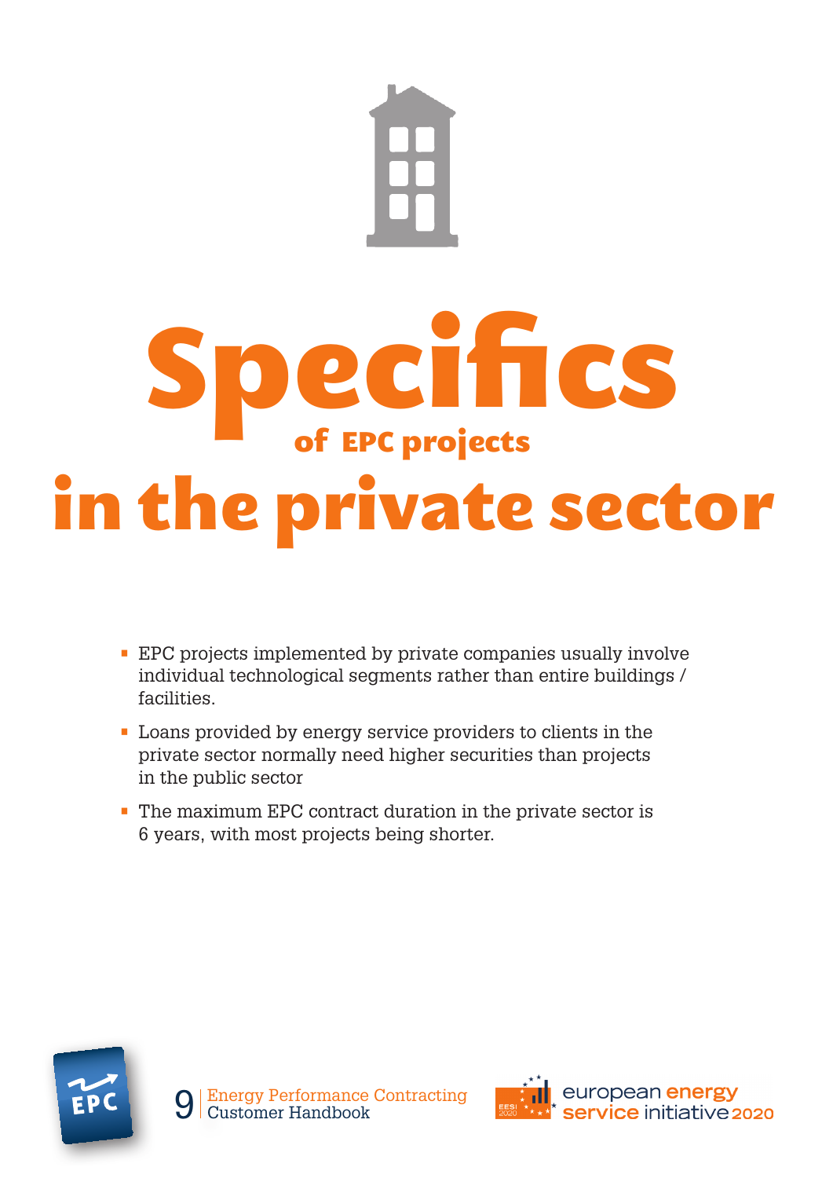# Specifics of EPC projects in the private sector

- EPC projects implemented by private companies usually involve individual technological segments rather than entire buildings / facilities.
- Loans provided by energy service providers to clients in the private sector normally need higher securities than projects in the public sector
- The maximum EPC contract duration in the private sector is 6 years, with most projects being shorter.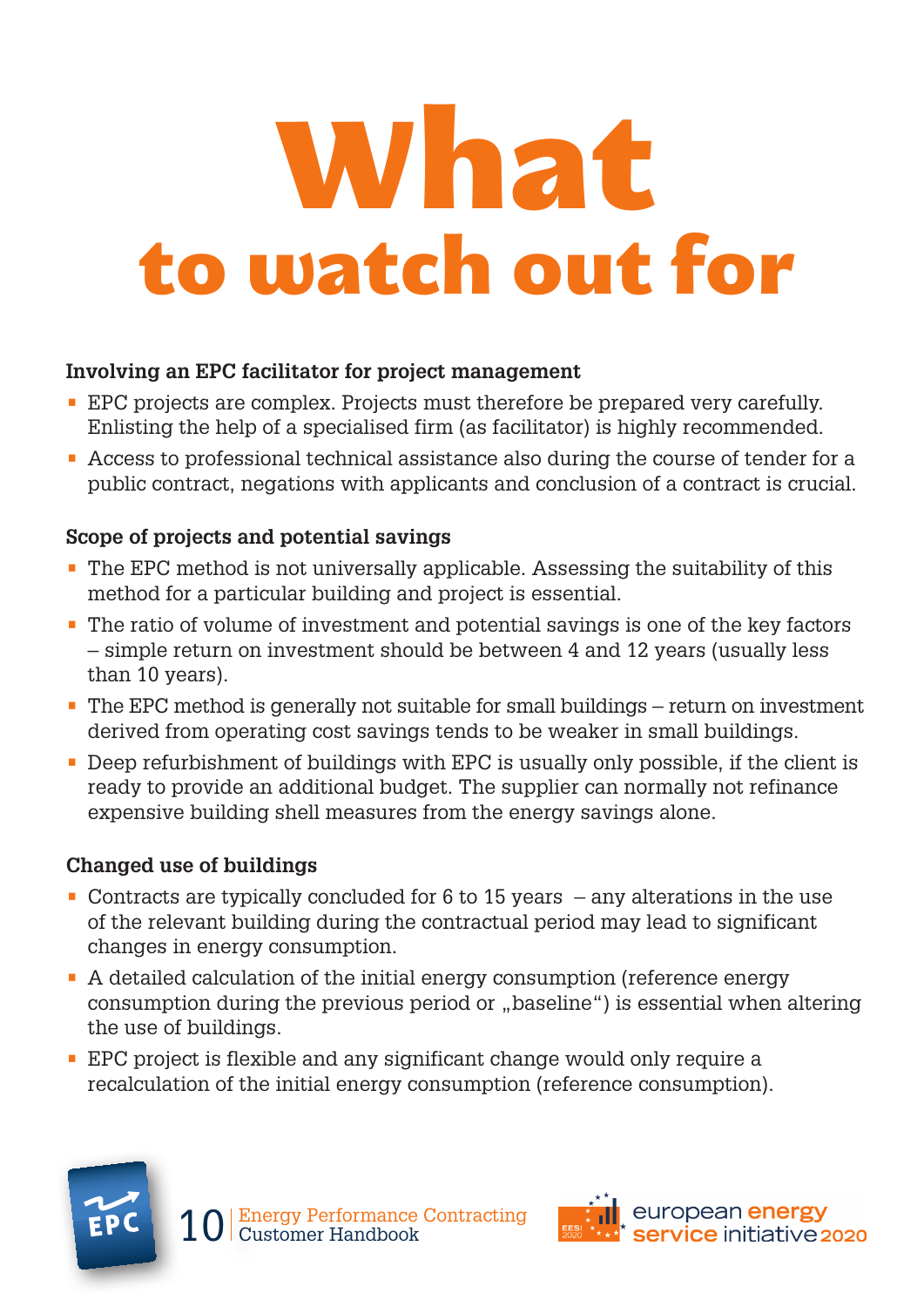# What to watch out for

**Involving an EPC facilitator for project management**

- EPC projects are complex. Projects must therefore be prepared very carefully. Enlisting the help of a specialised firm (as facilitator) is highly recommended.
- Access to professional technical assistance also during the course of tender for a public contract, negations with applicants and conclusion of a contract is crucial.

**Scope of projects and potential savings**

- The EPC method is not universally applicable. Assessing the suitability of this method for a particular building and project is essential.
- The ratio of volume of investment and potential savings is one of the key factors – simple return on investment should be between 4 and 12 years (usually less than 10 years).
- The EPC method is generally not suitable for small buildings – return on investment derived from operating cost savings tends to be weaker in small buildings.
- Deep refurbishment of buildings with EPC is usually only possible, if the client is ready to provide an additional budget. The supplier can normally not refinance expensive building shell measures from the energy savings alone.

**Changed use of buildings**

- Contracts are typically concluded for 6 to 15 years – any alterations in the use of the relevant building during the contractual period may lead to significant changes in energy consumption.
- A detailed calculation of the initial energy consumption (reference energy consumption during the previous period or „baseline") is essential when altering the use of buildings.
- EPC project is flexible and any significant change would only require a recalculation of the initial energy consumption (reference consumption).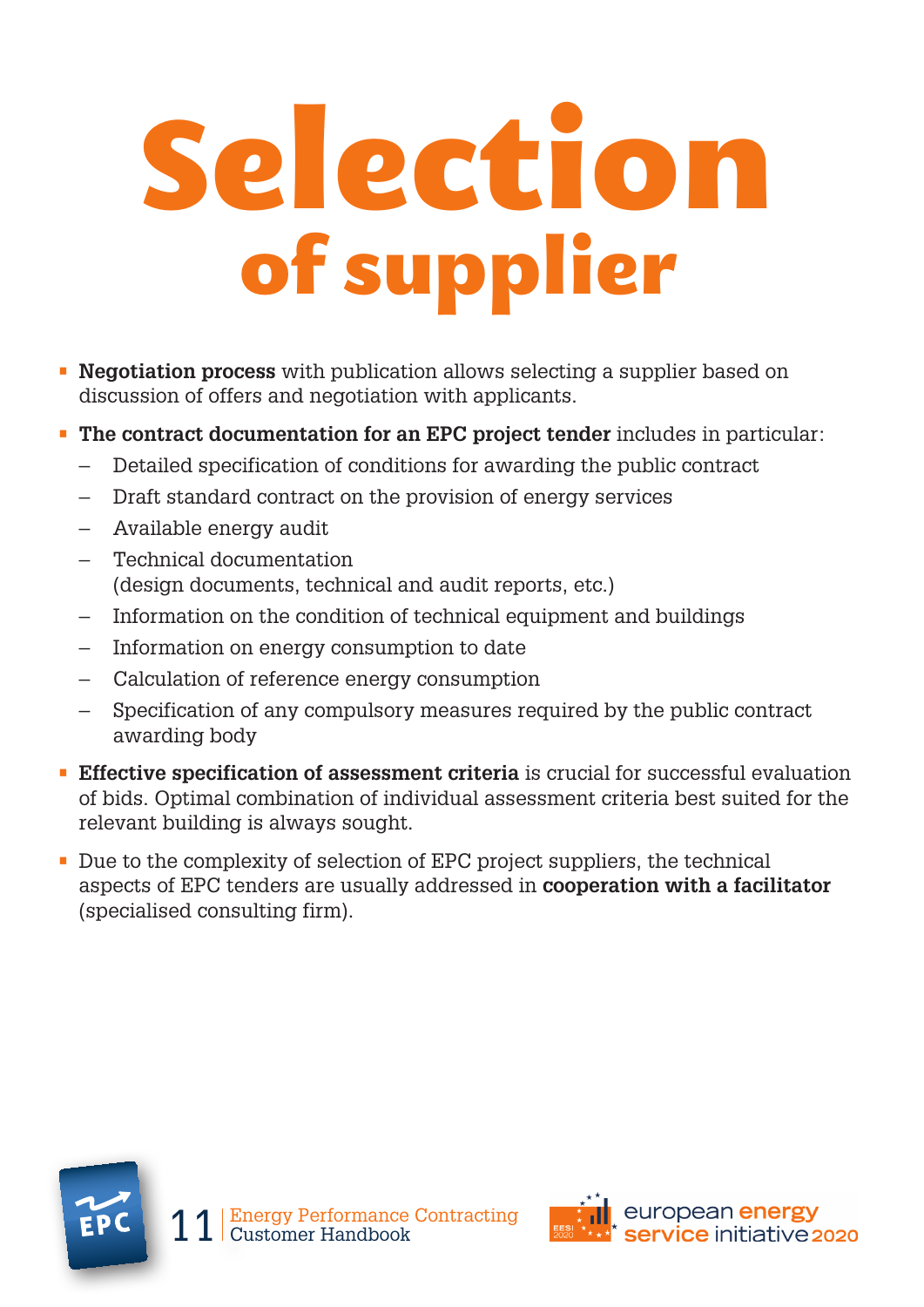# Selection of supplier

- **Negotiation process** with publication allows selecting a supplier based on discussion of offers and negotiation with applicants.
- **The contract documentation for an EPC project tender** includes in particular:
  - Detailed specification of conditions for awarding the public contract
  - Draft standard contract on the provision of energy services
  - Available energy audit
  - Technical documentation (design documents, technical and audit reports, etc.)
  - Information on the condition of technical equipment and buildings
  - Information on energy consumption to date
  - Calculation of reference energy consumption
  - Specification of any compulsory measures required by the public contract awarding body
- **Effective specification of assessment criteria** is crucial for successful evaluation of bids. Optimal combination of individual assessment criteria best suited for the relevant building is always sought.
- Due to the complexity of selection of EPC project suppliers, the technical aspects of EPC tenders are usually addressed in **cooperation with a facilitator** (specialised consulting firm).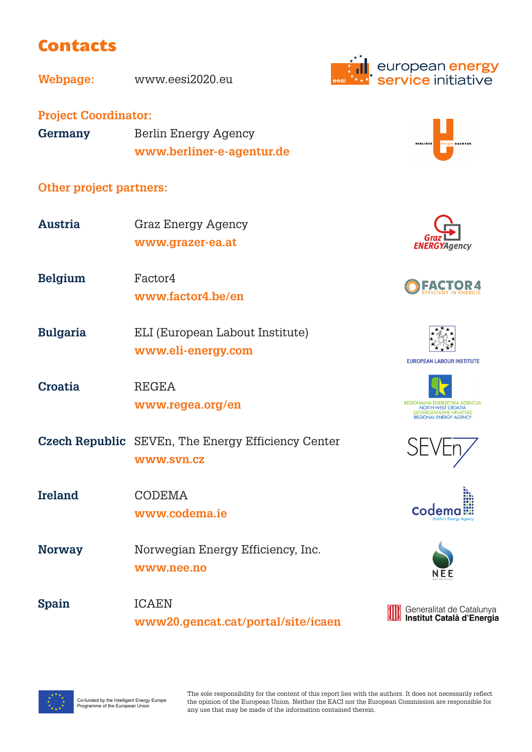# Contacts

**Webpage:** www.eesi2020.eu

**Project Coordinator:**

**Germany** Berlin Energy Agency
**www.berliner-e-agentur.de**

**Other project partners:**

**Austria** Graz Energy Agency
**www.grazer-ea.at**

**Belgium** Factor4
**www.factor4.be/en**

**Bulgaria** ELI (European Labout Institute)
**www.eli-energy.com**

**Croatia** REGEA
**www.regea.org/en**

**Czech Republic** SEVEn, The Energy Efficiency Center
**www.svn.cz**

**Ireland** CODEMA
**www.codema.ie**

**Norway** Norwegian Energy Efficiency, Inc.
**www.nee.no**

**Spain** ICAEN
**www20.gencat.cat/portal/site/icaen**

Co-funded by the Intelligent Energy Europe Programme of the European Union

The sole responsibility for the content of this report lies with the authors. It does not necessarily reflect the opinion of the European Union. Neither the EACI nor the European Commission are responsible for any use that may be made of the information contained therein.